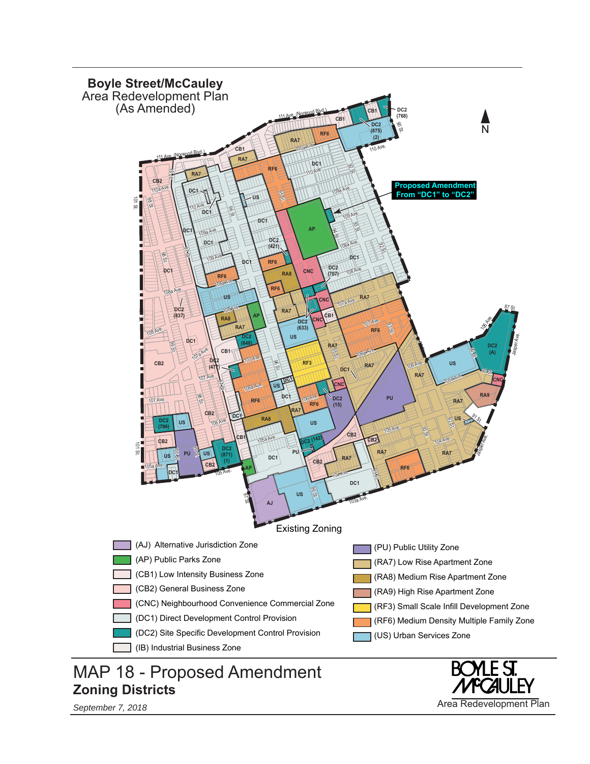# Boyle Street/McCauley
## Area Redevelopment Plan
## (As Amended)

**Proposed Amendment From "DC1" to "DC2"**

Existing Zoning

- (AJ) Alternative Jurisdiction Zone
- (AP) Public Parks Zone
- (CB1) Low Intensity Business Zone
- (CB2) General Business Zone
- (CNC) Neighbourhood Convenience Commercial Zone
- (DC1) Direct Development Control Provision
- (DC2) Site Specific Development Control Provision
- (IB) Industrial Business Zone
- (PU) Public Utility Zone
- (RA7) Low Rise Apartment Zone
- (RA8) Medium Rise Apartment Zone
- (RA9) High Rise Apartment Zone
- (RF3) Small Scale Infill Development Zone
- (RF6) Medium Density Multiple Family Zone
- (US) Urban Services Zone

# MAP 18 - Proposed Amendment
## Zoning Districts

*September 7, 2018*

BOYLE ST. McCAULEY
Area Redevelopment Plan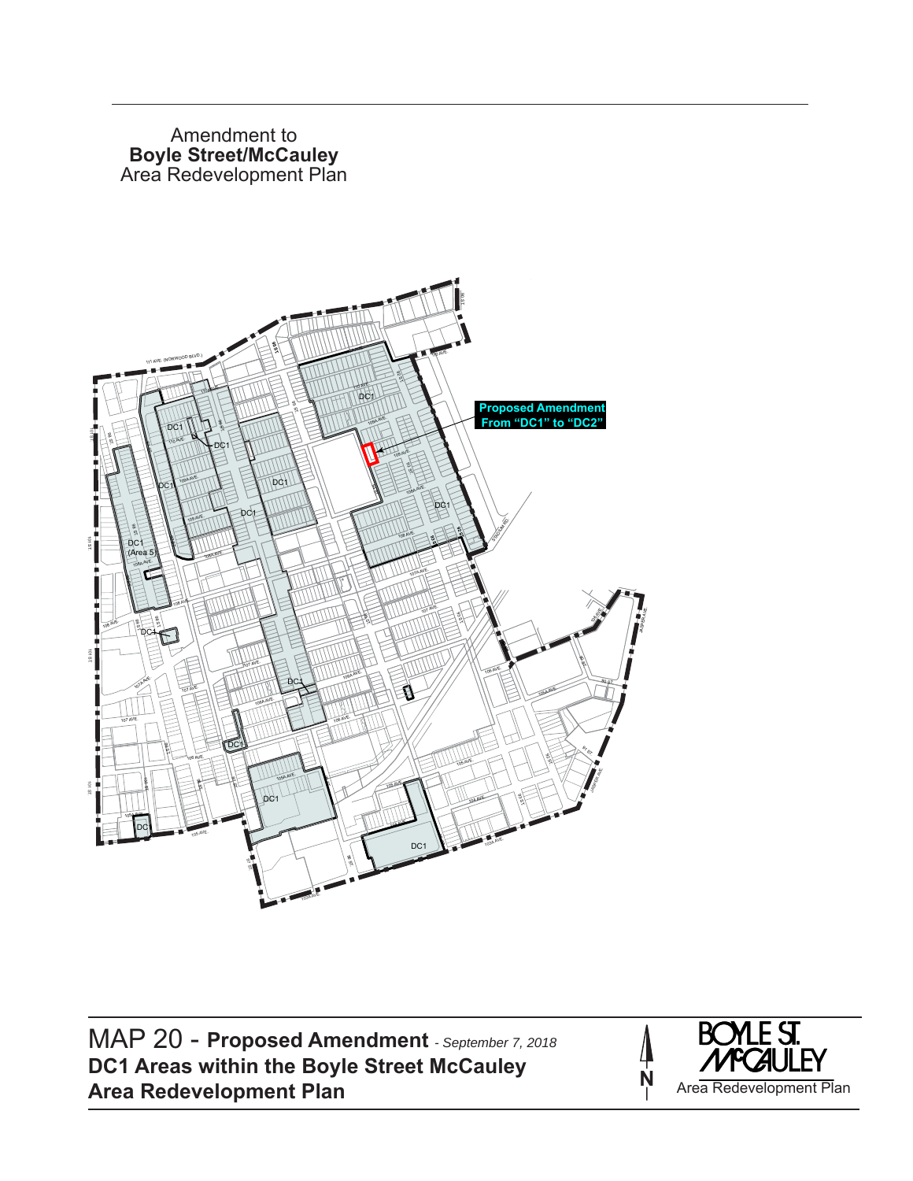Amendment to
**Boyle Street/McCauley**
Area Redevelopment Plan

**Proposed Amendment From "DC1" to "DC2"**

DC1

DC1 (Area 5)

DC

111 AVE. (NORWOOD BLVD.)

110 AVE.

109A AVE.

109 AVE.

108A AVE.

108 AVE.

107A AVE.

107 AVE.

106A AVE.

106 AVE.

105A AVE.

105 AVE.

104 AVE.

103A AVE.

101 ST.

95 ST.

STADIUM RD.

JASPER AVE.

# MAP 20 - **Proposed Amendment** *- September 7, 2018*

**DC1 Areas within the Boyle Street McCauley Area Redevelopment Plan**

N

BOYLE ST. McCAULEY
Area Redevelopment Plan